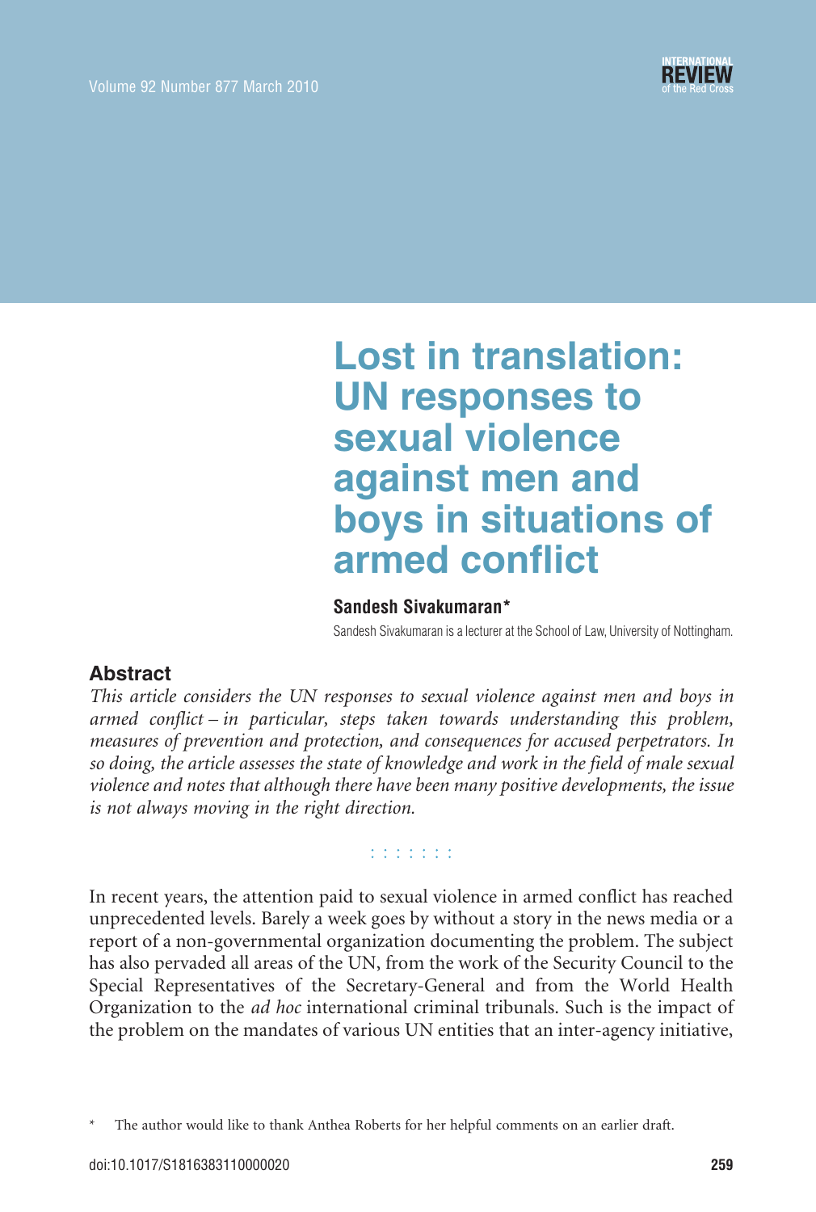# Lost in translation: UN responses to sexual violence against men and boys in situations of armed conflict

**Sandesh Sivakumaran***

Sandesh Sivakumaran is a lecturer at the School of Law, University of Nottingham.

## Abstract

*This article considers the UN responses to sexual violence against men and boys in armed conflict – in particular, steps taken towards understanding this problem, measures of prevention and protection, and consequences for accused perpetrators. In so doing, the article assesses the state of knowledge and work in the field of male sexual violence and notes that although there have been many positive developments, the issue is not always moving in the right direction.*

In recent years, the attention paid to sexual violence in armed conflict has reached unprecedented levels. Barely a week goes by without a story in the news media or a report of a non-governmental organization documenting the problem. The subject has also pervaded all areas of the UN, from the work of the Security Council to the Special Representatives of the Secretary-General and from the World Health Organization to the *ad hoc* international criminal tribunals. Such is the impact of the problem on the mandates of various UN entities that an inter-agency initiative,

\* The author would like to thank Anthea Roberts for her helpful comments on an earlier draft.

doi:10.1017/S1816383110000020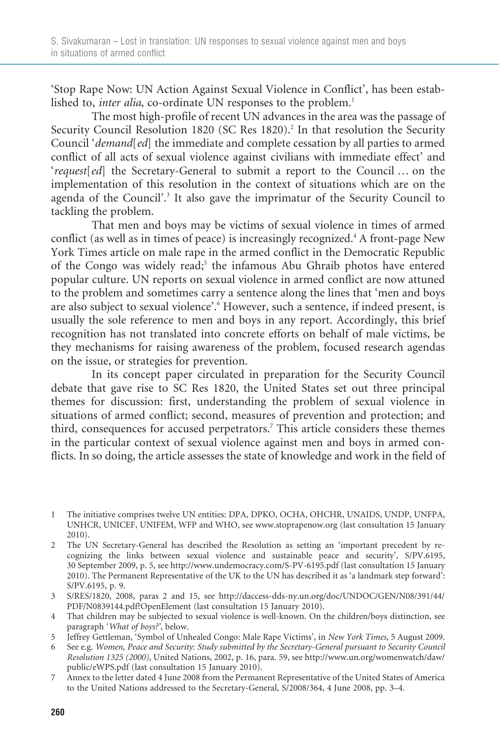'Stop Rape Now: UN Action Against Sexual Violence in Conflict', has been established to, *inter alia*, co-ordinate UN responses to the problem.[1]

The most high-profile of recent UN advances in the area was the passage of Security Council Resolution 1820 (SC Res 1820).[2] In that resolution the Security Council '*demand*[*ed*] the immediate and complete cessation by all parties to armed conflict of all acts of sexual violence against civilians with immediate effect' and '*request*[*ed*] the Secretary-General to submit a report to the Council … on the implementation of this resolution in the context of situations which are on the agenda of the Council'.[3] It also gave the imprimatur of the Security Council to tackling the problem.

That men and boys may be victims of sexual violence in times of armed conflict (as well as in times of peace) is increasingly recognized.[4] A front-page New York Times article on male rape in the armed conflict in the Democratic Republic of the Congo was widely read;[5] the infamous Abu Ghraib photos have entered popular culture. UN reports on sexual violence in armed conflict are now attuned to the problem and sometimes carry a sentence along the lines that 'men and boys are also subject to sexual violence'.[6] However, such a sentence, if indeed present, is usually the sole reference to men and boys in any report. Accordingly, this brief recognition has not translated into concrete efforts on behalf of male victims, be they mechanisms for raising awareness of the problem, focused research agendas on the issue, or strategies for prevention.

In its concept paper circulated in preparation for the Security Council debate that gave rise to SC Res 1820, the United States set out three principal themes for discussion: first, understanding the problem of sexual violence in situations of armed conflict; second, measures of prevention and protection; and third, consequences for accused perpetrators.[7] This article considers these themes in the particular context of sexual violence against men and boys in armed conflicts. In so doing, the article assesses the state of knowledge and work in the field of

---

1 The initiative comprises twelve UN entities: DPA, DPKO, OCHA, OHCHR, UNAIDS, UNDP, UNFPA, UNHCR, UNICEF, UNIFEM, WFP and WHO, see www.stoprapenow.org (last consultation 15 January 2010).

2 The UN Secretary-General has described the Resolution as setting an 'important precedent by recognizing the links between sexual violence and sustainable peace and security', S/PV.6195, 30 September 2009, p. 5, see http://www.undemocracy.com/S-PV-6195.pdf (last consultation 15 January 2010). The Permanent Representative of the UK to the UN has described it as 'a landmark step forward': S/PV.6195, p. 9.

3 S/RES/1820, 2008, paras 2 and 15, see http://daccess-dds-ny.un.org/doc/UNDOC/GEN/N08/391/44/PDF/N0839144.pdf?OpenElement (last consultation 15 January 2010).

4 That children may be subjected to sexual violence is well-known. On the children/boys distinction, see paragraph '*What of boys?*', below.

5 Jeffrey Gettleman, 'Symbol of Unhealed Congo: Male Rape Victims', in *New York Times*, 5 August 2009.

6 See e.g. *Women, Peace and Security: Study submitted by the Secretary-General pursuant to Security Council Resolution 1325 (2000)*, United Nations, 2002, p. 16, para. 59, see http://www.un.org/womenwatch/daw/public/eWPS.pdf (last consultation 15 January 2010).

7 Annex to the letter dated 4 June 2008 from the Permanent Representative of the United States of America to the United Nations addressed to the Secretary-General, S/2008/364, 4 June 2008, pp. 3–4.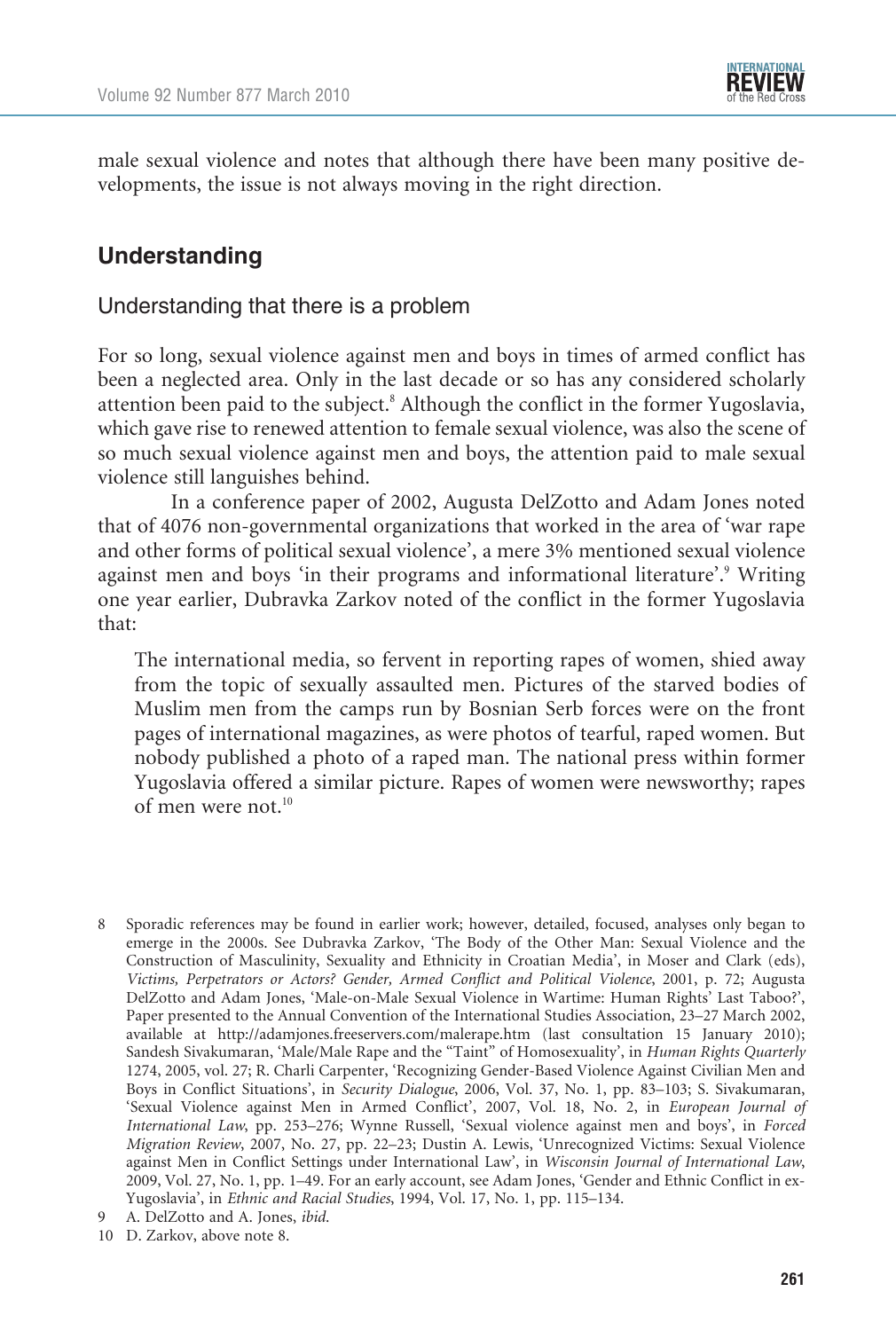male sexual violence and notes that although there have been many positive developments, the issue is not always moving in the right direction.

## Understanding

### Understanding that there is a problem

For so long, sexual violence against men and boys in times of armed conflict has been a neglected area. Only in the last decade or so has any considered scholarly attention been paid to the subject.[8] Although the conflict in the former Yugoslavia, which gave rise to renewed attention to female sexual violence, was also the scene of so much sexual violence against men and boys, the attention paid to male sexual violence still languishes behind.

In a conference paper of 2002, Augusta DelZotto and Adam Jones noted that of 4076 non-governmental organizations that worked in the area of 'war rape and other forms of political sexual violence', a mere 3% mentioned sexual violence against men and boys 'in their programs and informational literature'.[9] Writing one year earlier, Dubravka Zarkov noted of the conflict in the former Yugoslavia that:

> The international media, so fervent in reporting rapes of women, shied away from the topic of sexually assaulted men. Pictures of the starved bodies of Muslim men from the camps run by Bosnian Serb forces were on the front pages of international magazines, as were photos of tearful, raped women. But nobody published a photo of a raped man. The national press within former Yugoslavia offered a similar picture. Rapes of women were newsworthy; rapes of men were not.[10]

---

8 Sporadic references may be found in earlier work; however, detailed, focused, analyses only began to emerge in the 2000s. See Dubravka Zarkov, 'The Body of the Other Man: Sexual Violence and the Construction of Masculinity, Sexuality and Ethnicity in Croatian Media', in Moser and Clark (eds), *Victims, Perpetrators or Actors? Gender, Armed Conflict and Political Violence*, 2001, p. 72; Augusta DelZotto and Adam Jones, 'Male-on-Male Sexual Violence in Wartime: Human Rights' Last Taboo?', Paper presented to the Annual Convention of the International Studies Association, 23–27 March 2002, available at http://adamjones.freeservers.com/malerape.htm (last consultation 15 January 2010); Sandesh Sivakumaran, 'Male/Male Rape and the "Taint" of Homosexuality', in *Human Rights Quarterly* 1274, 2005, vol. 27; R. Charli Carpenter, 'Recognizing Gender-Based Violence Against Civilian Men and Boys in Conflict Situations', in *Security Dialogue*, 2006, Vol. 37, No. 1, pp. 83–103; S. Sivakumaran, 'Sexual Violence against Men in Armed Conflict', 2007, Vol. 18, No. 2, in *European Journal of International Law*, pp. 253–276; Wynne Russell, 'Sexual violence against men and boys', in *Forced Migration Review*, 2007, No. 27, pp. 22–23; Dustin A. Lewis, 'Unrecognized Victims: Sexual Violence against Men in Conflict Settings under International Law', in *Wisconsin Journal of International Law*, 2009, Vol. 27, No. 1, pp. 1–49. For an early account, see Adam Jones, 'Gender and Ethnic Conflict in ex-Yugoslavia', in *Ethnic and Racial Studies*, 1994, Vol. 17, No. 1, pp. 115–134.

9 A. DelZotto and A. Jones, *ibid*.

10 D. Zarkov, above note 8.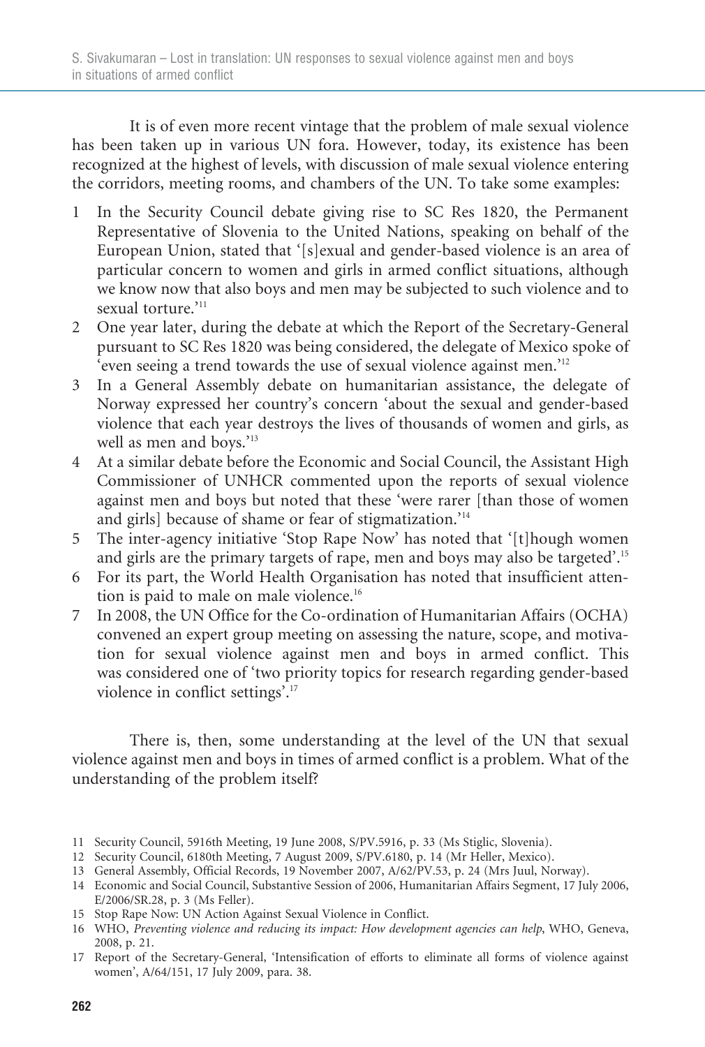It is of even more recent vintage that the problem of male sexual violence has been taken up in various UN fora. However, today, its existence has been recognized at the highest of levels, with discussion of male sexual violence entering the corridors, meeting rooms, and chambers of the UN. To take some examples:

1. In the Security Council debate giving rise to SC Res 1820, the Permanent Representative of Slovenia to the United Nations, speaking on behalf of the European Union, stated that '[s]exual and gender-based violence is an area of particular concern to women and girls in armed conflict situations, although we know now that also boys and men may be subjected to such violence and to sexual torture.'[11]
2. One year later, during the debate at which the Report of the Secretary-General pursuant to SC Res 1820 was being considered, the delegate of Mexico spoke of 'even seeing a trend towards the use of sexual violence against men.'[12]
3. In a General Assembly debate on humanitarian assistance, the delegate of Norway expressed her country's concern 'about the sexual and gender-based violence that each year destroys the lives of thousands of women and girls, as well as men and boys.'[13]
4. At a similar debate before the Economic and Social Council, the Assistant High Commissioner of UNHCR commented upon the reports of sexual violence against men and boys but noted that these 'were rarer [than those of women and girls] because of shame or fear of stigmatization.'[14]
5. The inter-agency initiative 'Stop Rape Now' has noted that '[t]hough women and girls are the primary targets of rape, men and boys may also be targeted'.[15]
6. For its part, the World Health Organisation has noted that insufficient attention is paid to male on male violence.[16]
7. In 2008, the UN Office for the Co-ordination of Humanitarian Affairs (OCHA) convened an expert group meeting on assessing the nature, scope, and motivation for sexual violence against men and boys in armed conflict. This was considered one of 'two priority topics for research regarding gender-based violence in conflict settings'.[17]

There is, then, some understanding at the level of the UN that sexual violence against men and boys in times of armed conflict is a problem. What of the understanding of the problem itself?

11 Security Council, 5916th Meeting, 19 June 2008, S/PV.5916, p. 33 (Ms Stiglic, Slovenia).

12 Security Council, 6180th Meeting, 7 August 2009, S/PV.6180, p. 14 (Mr Heller, Mexico).

13 General Assembly, Official Records, 19 November 2007, A/62/PV.53, p. 24 (Mrs Juul, Norway).

14 Economic and Social Council, Substantive Session of 2006, Humanitarian Affairs Segment, 17 July 2006, E/2006/SR.28, p. 3 (Ms Feller).

15 Stop Rape Now: UN Action Against Sexual Violence in Conflict.

16 WHO, *Preventing violence and reducing its impact: How development agencies can help*, WHO, Geneva, 2008, p. 21.

17 Report of the Secretary-General, 'Intensification of efforts to eliminate all forms of violence against women', A/64/151, 17 July 2009, para. 38.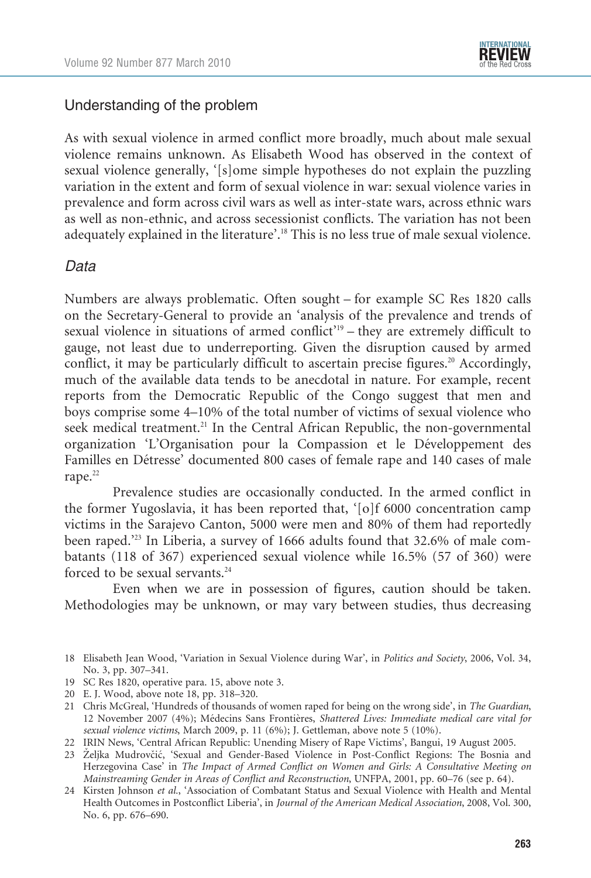## Understanding of the problem

As with sexual violence in armed conflict more broadly, much about male sexual violence remains unknown. As Elisabeth Wood has observed in the context of sexual violence generally, '[s]ome simple hypotheses do not explain the puzzling variation in the extent and form of sexual violence in war: sexual violence varies in prevalence and form across civil wars as well as inter-state wars, across ethnic wars as well as non-ethnic, and across secessionist conflicts. The variation has not been adequately explained in the literature'.[18] This is no less true of male sexual violence.

### *Data*

Numbers are always problematic. Often sought – for example SC Res 1820 calls on the Secretary-General to provide an 'analysis of the prevalence and trends of sexual violence in situations of armed conflict'[19] – they are extremely difficult to gauge, not least due to underreporting. Given the disruption caused by armed conflict, it may be particularly difficult to ascertain precise figures.[20] Accordingly, much of the available data tends to be anecdotal in nature. For example, recent reports from the Democratic Republic of the Congo suggest that men and boys comprise some 4–10% of the total number of victims of sexual violence who seek medical treatment.[21] In the Central African Republic, the non-governmental organization 'L'Organisation pour la Compassion et le Développement des Familles en Détresse' documented 800 cases of female rape and 140 cases of male rape.[22]

Prevalence studies are occasionally conducted. In the armed conflict in the former Yugoslavia, it has been reported that, '[o]f 6000 concentration camp victims in the Sarajevo Canton, 5000 were men and 80% of them had reportedly been raped.'[23] In Liberia, a survey of 1666 adults found that 32.6% of male combatants (118 of 367) experienced sexual violence while 16.5% (57 of 360) were forced to be sexual servants.[24]

Even when we are in possession of figures, caution should be taken. Methodologies may be unknown, or may vary between studies, thus decreasing

---

18 Elisabeth Jean Wood, 'Variation in Sexual Violence during War', in *Politics and Society*, 2006, Vol. 34, No. 3, pp. 307–341.

19 SC Res 1820, operative para. 15, above note 3.

20 E. J. Wood, above note 18, pp. 318–320.

21 Chris McGreal, 'Hundreds of thousands of women raped for being on the wrong side', in *The Guardian*, 12 November 2007 (4%); Médecins Sans Frontières, *Shattered Lives: Immediate medical care vital for sexual violence victims*, March 2009, p. 11 (6%); J. Gettleman, above note 5 (10%).

22 IRIN News, 'Central African Republic: Unending Misery of Rape Victims', Bangui, 19 August 2005.

23 Željka Mudrovčić, 'Sexual and Gender-Based Violence in Post-Conflict Regions: The Bosnia and Herzegovina Case' in *The Impact of Armed Conflict on Women and Girls: A Consultative Meeting on Mainstreaming Gender in Areas of Conflict and Reconstruction*, UNFPA, 2001, pp. 60–76 (see p. 64).

24 Kirsten Johnson *et al.*, 'Association of Combatant Status and Sexual Violence with Health and Mental Health Outcomes in Postconflict Liberia', in *Journal of the American Medical Association*, 2008, Vol. 300, No. 6, pp. 676–690.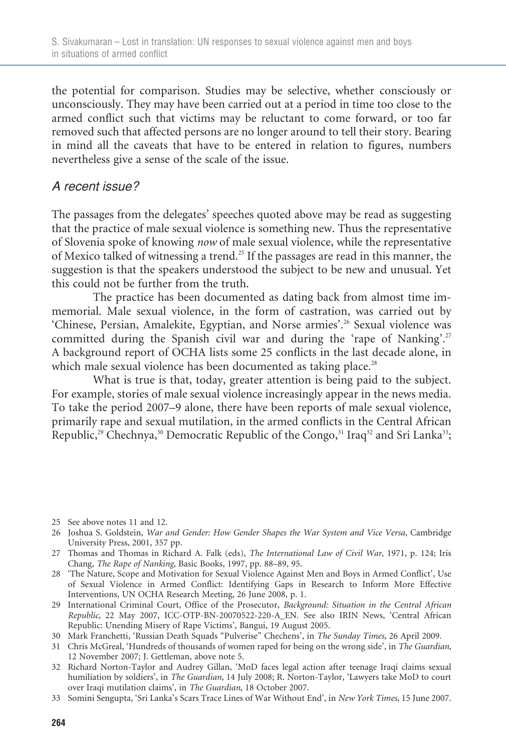the potential for comparison. Studies may be selective, whether consciously or unconsciously. They may have been carried out at a period in time too close to the armed conflict such that victims may be reluctant to come forward, or too far removed such that affected persons are no longer around to tell their story. Bearing in mind all the caveats that have to be entered in relation to figures, numbers nevertheless give a sense of the scale of the issue.

### *A recent issue?*

The passages from the delegates' speeches quoted above may be read as suggesting that the practice of male sexual violence is something new. Thus the representative of Slovenia spoke of knowing *now* of male sexual violence, while the representative of Mexico talked of witnessing a trend.[25] If the passages are read in this manner, the suggestion is that the speakers understood the subject to be new and unusual. Yet this could not be further from the truth.

The practice has been documented as dating back from almost time immemorial. Male sexual violence, in the form of castration, was carried out by 'Chinese, Persian, Amalekite, Egyptian, and Norse armies'.[26] Sexual violence was committed during the Spanish civil war and during the 'rape of Nanking'.[27] A background report of OCHA lists some 25 conflicts in the last decade alone, in which male sexual violence has been documented as taking place.[28]

What is true is that, today, greater attention is being paid to the subject. For example, stories of male sexual violence increasingly appear in the news media. To take the period 2007–9 alone, there have been reports of male sexual violence, primarily rape and sexual mutilation, in the armed conflicts in the Central African Republic,[29] Chechnya,[30] Democratic Republic of the Congo,[31] Iraq[32] and Sri Lanka[33];

25 See above notes 11 and 12.

26 Joshua S. Goldstein, *War and Gender: How Gender Shapes the War System and Vice Versa*, Cambridge University Press, 2001, 357 pp.

27 Thomas and Thomas in Richard A. Falk (eds), *The International Law of Civil War*, 1971, p. 124; Iris Chang, *The Rape of Nanking*, Basic Books, 1997, pp. 88–89, 95.

28 'The Nature, Scope and Motivation for Sexual Violence Against Men and Boys in Armed Conflict', Use of Sexual Violence in Armed Conflict: Identifying Gaps in Research to Inform More Effective Interventions, UN OCHA Research Meeting, 26 June 2008, p. 1.

29 International Criminal Court, Office of the Prosecutor, *Background: Situation in the Central African Republic*, 22 May 2007, ICC-OTP-BN-20070522-220-A_EN. See also IRIN News, 'Central African Republic: Unending Misery of Rape Victims', Bangui, 19 August 2005.

30 Mark Franchetti, 'Russian Death Squads "Pulverise" Chechens', in *The Sunday Times*, 26 April 2009.

31 Chris McGreal, 'Hundreds of thousands of women raped for being on the wrong side', in *The Guardian*, 12 November 2007; J. Gettleman, above note 5.

32 Richard Norton-Taylor and Audrey Gillan, 'MoD faces legal action after teenage Iraqi claims sexual humiliation by soldiers', in *The Guardian*, 14 July 2008; R. Norton-Taylor, 'Lawyers take MoD to court over Iraqi mutilation claims', in *The Guardian*, 18 October 2007.

33 Somini Sengupta, 'Sri Lanka's Scars Trace Lines of War Without End', in *New York Times*, 15 June 2007.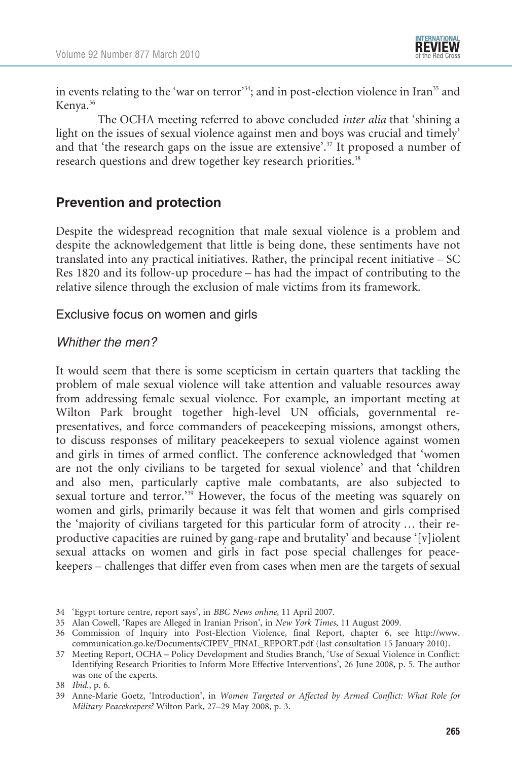in events relating to the 'war on terror'[34]; and in post-election violence in Iran[35] and Kenya.[36]

The OCHA meeting referred to above concluded *inter alia* that 'shining a light on the issues of sexual violence against men and boys was crucial and timely' and that 'the research gaps on the issue are extensive'.[37] It proposed a number of research questions and drew together key research priorities.[38]

## Prevention and protection

Despite the widespread recognition that male sexual violence is a problem and despite the acknowledgement that little is being done, these sentiments have not translated into any practical initiatives. Rather, the principal recent initiative – SC Res 1820 and its follow-up procedure – has had the impact of contributing to the relative silence through the exclusion of male victims from its framework.

### Exclusive focus on women and girls

#### *Whither the men?*

It would seem that there is some scepticism in certain quarters that tackling the problem of male sexual violence will take attention and valuable resources away from addressing female sexual violence. For example, an important meeting at Wilton Park brought together high-level UN officials, governmental representatives, and force commanders of peacekeeping missions, amongst others, to discuss responses of military peacekeepers to sexual violence against women and girls in times of armed conflict. The conference acknowledged that 'women are not the only civilians to be targeted for sexual violence' and that 'children and also men, particularly captive male combatants, are also subjected to sexual torture and terror.'[39] However, the focus of the meeting was squarely on women and girls, primarily because it was felt that women and girls comprised the 'majority of civilians targeted for this particular form of atrocity … their reproductive capacities are ruined by gang-rape and brutality' and because '[v]iolent sexual attacks on women and girls in fact pose special challenges for peacekeepers – challenges that differ even from cases when men are the targets of sexual

---

34 'Egypt torture centre, report says', in *BBC News online*, 11 April 2007.

35 Alan Cowell, 'Rapes are Alleged in Iranian Prison', in *New York Times*, 11 August 2009.

36 Commission of Inquiry into Post-Election Violence, final Report, chapter 6, see http://www.communication.go.ke/Documents/CIPEV_FINAL_REPORT.pdf (last consultation 15 January 2010).

37 Meeting Report, OCHA – Policy Development and Studies Branch, 'Use of Sexual Violence in Conflict: Identifying Research Priorities to Inform More Effective Interventions', 26 June 2008, p. 5. The author was one of the experts.

38 *Ibid.*, p. 6.

39 Anne-Marie Goetz, 'Introduction', in *Women Targeted or Affected by Armed Conflict: What Role for Military Peacekeepers?* Wilton Park, 27–29 May 2008, p. 3.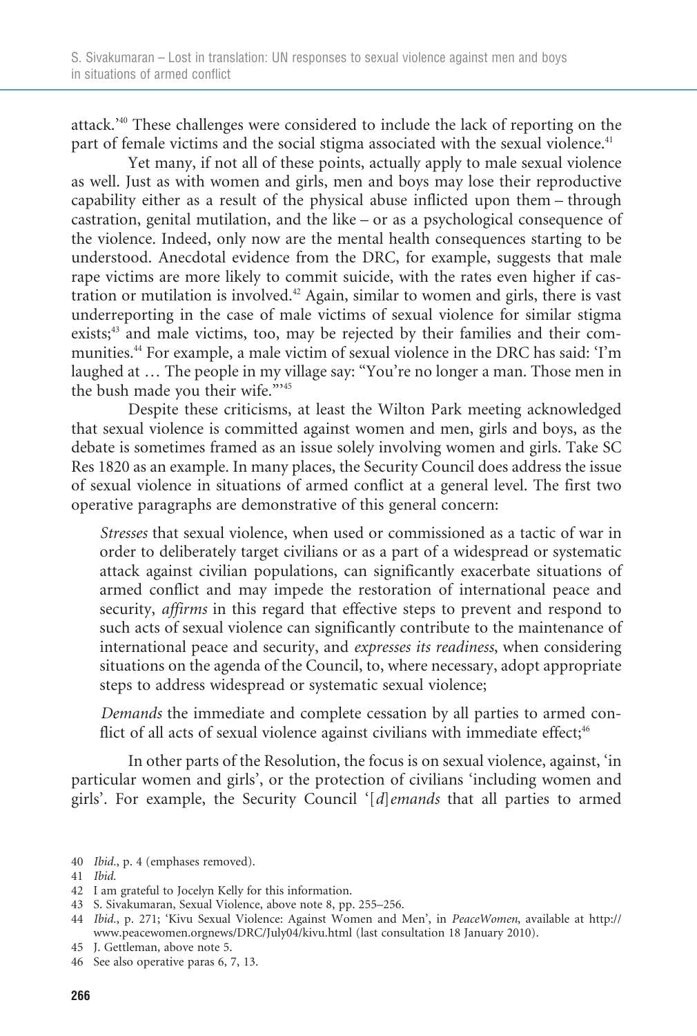attack.'[40] These challenges were considered to include the lack of reporting on the part of female victims and the social stigma associated with the sexual violence.[41]

Yet many, if not all of these points, actually apply to male sexual violence as well. Just as with women and girls, men and boys may lose their reproductive capability either as a result of the physical abuse inflicted upon them – through castration, genital mutilation, and the like – or as a psychological consequence of the violence. Indeed, only now are the mental health consequences starting to be understood. Anecdotal evidence from the DRC, for example, suggests that male rape victims are more likely to commit suicide, with the rates even higher if castration or mutilation is involved.[42] Again, similar to women and girls, there is vast underreporting in the case of male victims of sexual violence for similar stigma exists;[43] and male victims, too, may be rejected by their families and their communities.[44] For example, a male victim of sexual violence in the DRC has said: 'I'm laughed at … The people in my village say: "You're no longer a man. Those men in the bush made you their wife."'[45]

Despite these criticisms, at least the Wilton Park meeting acknowledged that sexual violence is committed against women and men, girls and boys, as the debate is sometimes framed as an issue solely involving women and girls. Take SC Res 1820 as an example. In many places, the Security Council does address the issue of sexual violence in situations of armed conflict at a general level. The first two operative paragraphs are demonstrative of this general concern:

> *Stresses* that sexual violence, when used or commissioned as a tactic of war in order to deliberately target civilians or as a part of a widespread or systematic attack against civilian populations, can significantly exacerbate situations of armed conflict and may impede the restoration of international peace and security, *affirms* in this regard that effective steps to prevent and respond to such acts of sexual violence can significantly contribute to the maintenance of international peace and security, and *expresses its readiness*, when considering situations on the agenda of the Council, to, where necessary, adopt appropriate steps to address widespread or systematic sexual violence;
>
> *Demands* the immediate and complete cessation by all parties to armed conflict of all acts of sexual violence against civilians with immediate effect;[46]

In other parts of the Resolution, the focus is on sexual violence, against, 'in particular women and girls', or the protection of civilians 'including women and girls'. For example, the Security Council '[*d*]*emands* that all parties to armed

---

40 *Ibid.*, p. 4 (emphases removed).

41 *Ibid.*

42 I am grateful to Jocelyn Kelly for this information.

43 S. Sivakumaran, Sexual Violence, above note 8, pp. 255–256.

44 *Ibid.*, p. 271; 'Kivu Sexual Violence: Against Women and Men', in *PeaceWomen*, available at http://www.peacewomen.orgnews/DRC/July04/kivu.html (last consultation 18 January 2010).

45 J. Gettleman, above note 5.

46 See also operative paras 6, 7, 13.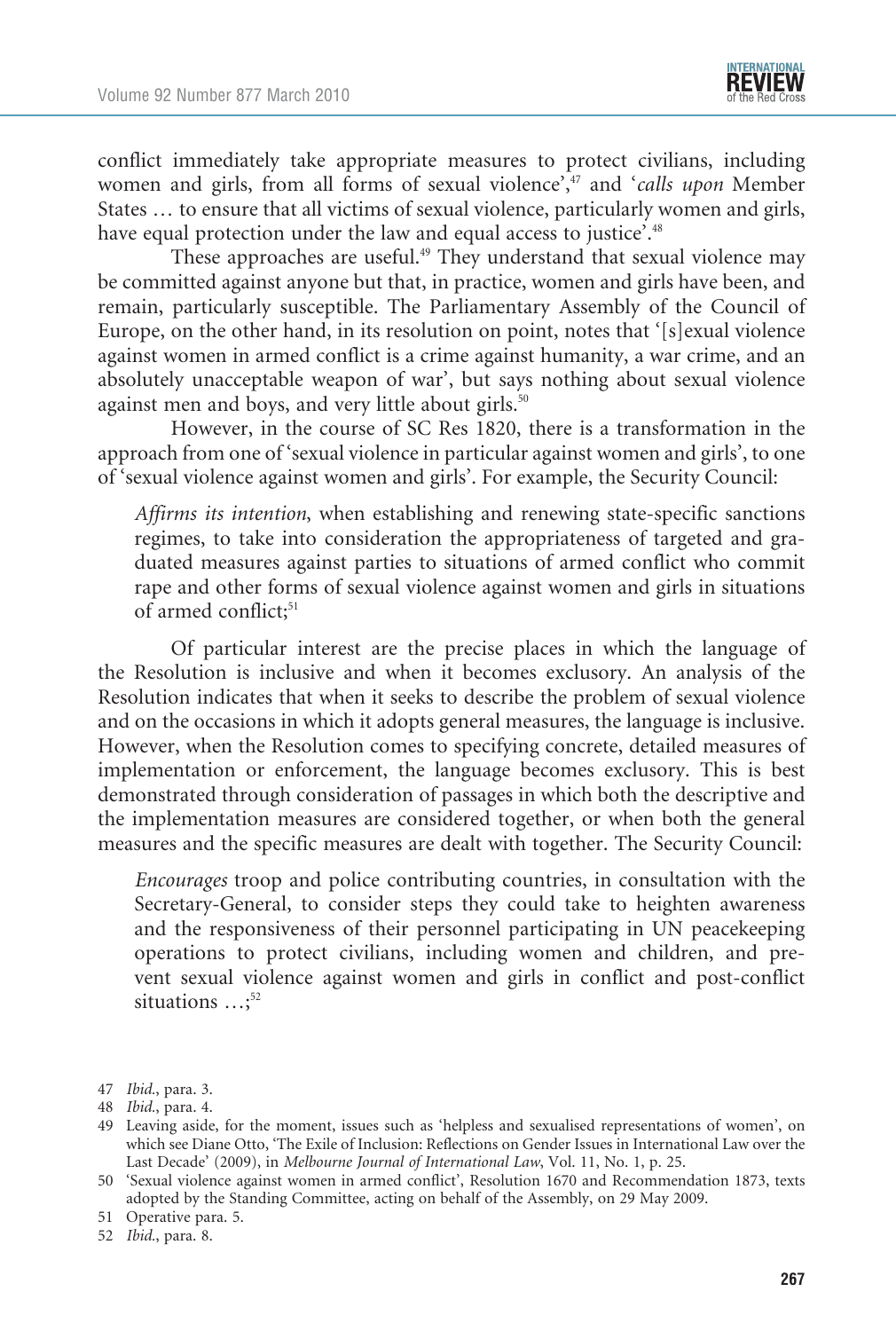conflict immediately take appropriate measures to protect civilians, including women and girls, from all forms of sexual violence',[47] and '*calls upon* Member States … to ensure that all victims of sexual violence, particularly women and girls, have equal protection under the law and equal access to justice'.[48]

These approaches are useful.[49] They understand that sexual violence may be committed against anyone but that, in practice, women and girls have been, and remain, particularly susceptible. The Parliamentary Assembly of the Council of Europe, on the other hand, in its resolution on point, notes that '[s]exual violence against women in armed conflict is a crime against humanity, a war crime, and an absolutely unacceptable weapon of war', but says nothing about sexual violence against men and boys, and very little about girls.[50]

However, in the course of SC Res 1820, there is a transformation in the approach from one of 'sexual violence in particular against women and girls', to one of 'sexual violence against women and girls'. For example, the Security Council:

> *Affirms its intention*, when establishing and renewing state-specific sanctions regimes, to take into consideration the appropriateness of targeted and graduated measures against parties to situations of armed conflict who commit rape and other forms of sexual violence against women and girls in situations of armed conflict;[51]

Of particular interest are the precise places in which the language of the Resolution is inclusive and when it becomes exclusory. An analysis of the Resolution indicates that when it seeks to describe the problem of sexual violence and on the occasions in which it adopts general measures, the language is inclusive. However, when the Resolution comes to specifying concrete, detailed measures of implementation or enforcement, the language becomes exclusory. This is best demonstrated through consideration of passages in which both the descriptive and the implementation measures are considered together, or when both the general measures and the specific measures are dealt with together. The Security Council:

> *Encourages* troop and police contributing countries, in consultation with the Secretary-General, to consider steps they could take to heighten awareness and the responsiveness of their personnel participating in UN peacekeeping operations to protect civilians, including women and children, and prevent sexual violence against women and girls in conflict and post-conflict situations …;[52]

47 *Ibid.*, para. 3.

48 *Ibid.*, para. 4.

49 Leaving aside, for the moment, issues such as 'helpless and sexualised representations of women', on which see Diane Otto, 'The Exile of Inclusion: Reflections on Gender Issues in International Law over the Last Decade' (2009), in *Melbourne Journal of International Law*, Vol. 11, No. 1, p. 25.

50 'Sexual violence against women in armed conflict', Resolution 1670 and Recommendation 1873, texts adopted by the Standing Committee, acting on behalf of the Assembly, on 29 May 2009.

51 Operative para. 5.

52 *Ibid.*, para. 8.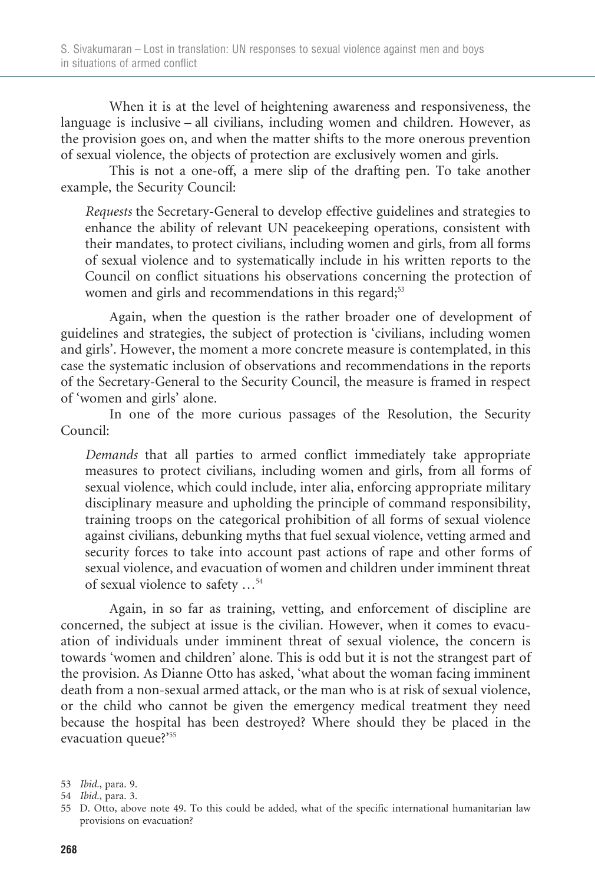When it is at the level of heightening awareness and responsiveness, the language is inclusive – all civilians, including women and children. However, as the provision goes on, and when the matter shifts to the more onerous prevention of sexual violence, the objects of protection are exclusively women and girls.

This is not a one-off, a mere slip of the drafting pen. To take another example, the Security Council:

> *Requests* the Secretary-General to develop effective guidelines and strategies to enhance the ability of relevant UN peacekeeping operations, consistent with their mandates, to protect civilians, including women and girls, from all forms of sexual violence and to systematically include in his written reports to the Council on conflict situations his observations concerning the protection of women and girls and recommendations in this regard;[53]

Again, when the question is the rather broader one of development of guidelines and strategies, the subject of protection is 'civilians, including women and girls'. However, the moment a more concrete measure is contemplated, in this case the systematic inclusion of observations and recommendations in the reports of the Secretary-General to the Security Council, the measure is framed in respect of 'women and girls' alone.

In one of the more curious passages of the Resolution, the Security Council:

> *Demands* that all parties to armed conflict immediately take appropriate measures to protect civilians, including women and girls, from all forms of sexual violence, which could include, inter alia, enforcing appropriate military disciplinary measure and upholding the principle of command responsibility, training troops on the categorical prohibition of all forms of sexual violence against civilians, debunking myths that fuel sexual violence, vetting armed and security forces to take into account past actions of rape and other forms of sexual violence, and evacuation of women and children under imminent threat of sexual violence to safety …[54]

Again, in so far as training, vetting, and enforcement of discipline are concerned, the subject at issue is the civilian. However, when it comes to evacuation of individuals under imminent threat of sexual violence, the concern is towards 'women and children' alone. This is odd but it is not the strangest part of the provision. As Dianne Otto has asked, 'what about the woman facing imminent death from a non-sexual armed attack, or the man who is at risk of sexual violence, or the child who cannot be given the emergency medical treatment they need because the hospital has been destroyed? Where should they be placed in the evacuation queue?'[55]

---

53 *Ibid.*, para. 9.

54 *Ibid.*, para. 3.

55 D. Otto, above note 49. To this could be added, what of the specific international humanitarian law provisions on evacuation?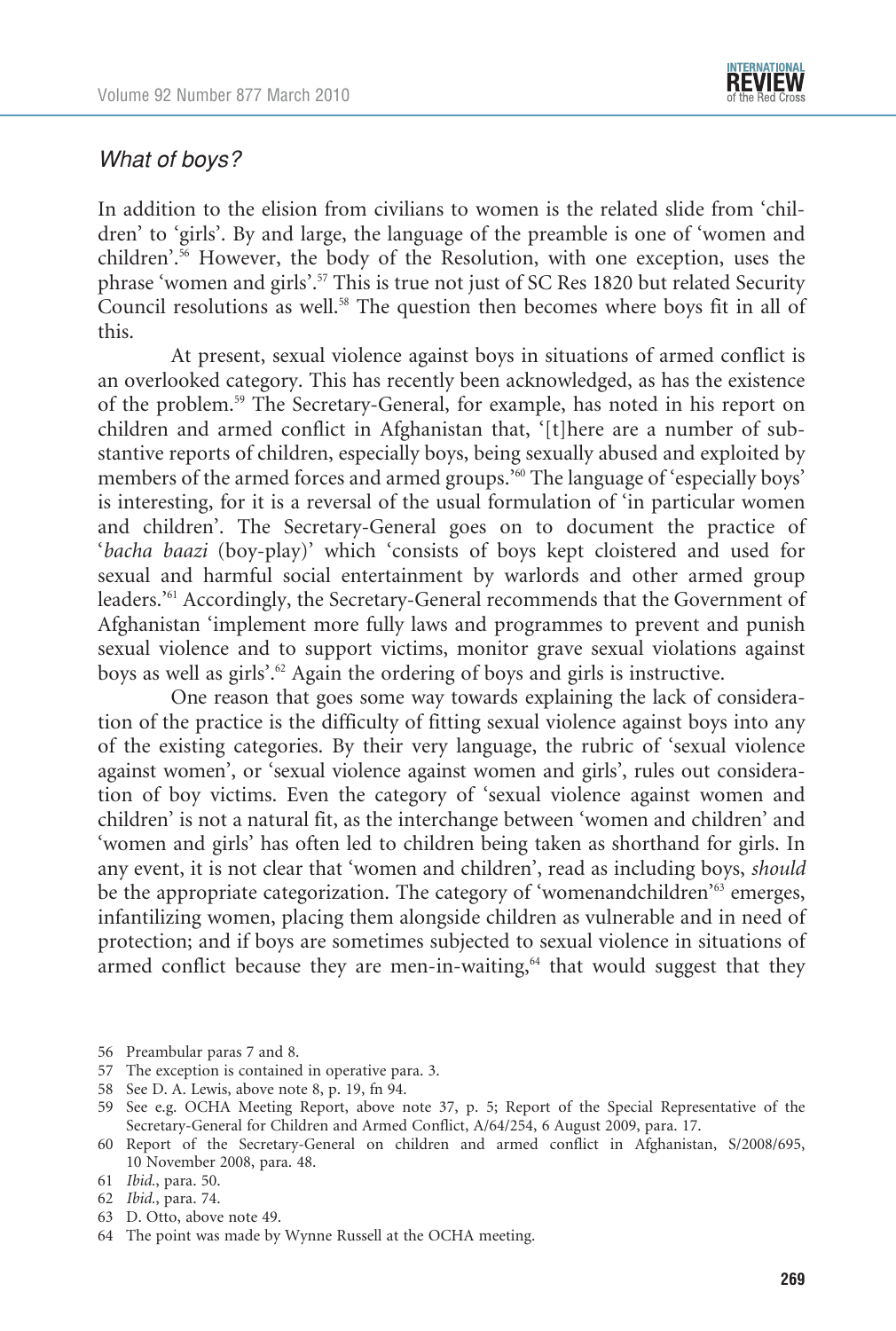### *What of boys?*

In addition to the elision from civilians to women is the related slide from 'children' to 'girls'. By and large, the language of the preamble is one of 'women and children'.[56] However, the body of the Resolution, with one exception, uses the phrase 'women and girls'.[57] This is true not just of SC Res 1820 but related Security Council resolutions as well.[58] The question then becomes where boys fit in all of this.

At present, sexual violence against boys in situations of armed conflict is an overlooked category. This has recently been acknowledged, as has the existence of the problem.[59] The Secretary-General, for example, has noted in his report on children and armed conflict in Afghanistan that, '[t]here are a number of substantive reports of children, especially boys, being sexually abused and exploited by members of the armed forces and armed groups.'[60] The language of 'especially boys' is interesting, for it is a reversal of the usual formulation of 'in particular women and children'. The Secretary-General goes on to document the practice of '*bacha baazi* (boy-play)' which 'consists of boys kept cloistered and used for sexual and harmful social entertainment by warlords and other armed group leaders.'[61] Accordingly, the Secretary-General recommends that the Government of Afghanistan 'implement more fully laws and programmes to prevent and punish sexual violence and to support victims, monitor grave sexual violations against boys as well as girls'.[62] Again the ordering of boys and girls is instructive.

One reason that goes some way towards explaining the lack of consideration of the practice is the difficulty of fitting sexual violence against boys into any of the existing categories. By their very language, the rubric of 'sexual violence against women', or 'sexual violence against women and girls', rules out consideration of boy victims. Even the category of 'sexual violence against women and children' is not a natural fit, as the interchange between 'women and children' and 'women and girls' has often led to children being taken as shorthand for girls. In any event, it is not clear that 'women and children', read as including boys, *should* be the appropriate categorization. The category of 'womenandchildren'[63] emerges, infantilizing women, placing them alongside children as vulnerable and in need of protection; and if boys are sometimes subjected to sexual violence in situations of armed conflict because they are men-in-waiting,[64] that would suggest that they

56 Preambular paras 7 and 8.

57 The exception is contained in operative para. 3.

58 See D. A. Lewis, above note 8, p. 19, fn 94.

59 See e.g. OCHA Meeting Report, above note 37, p. 5; Report of the Special Representative of the Secretary-General for Children and Armed Conflict, A/64/254, 6 August 2009, para. 17.

60 Report of the Secretary-General on children and armed conflict in Afghanistan, S/2008/695, 10 November 2008, para. 48.

61 *Ibid.*, para. 50.

62 *Ibid.*, para. 74.

63 D. Otto, above note 49.

64 The point was made by Wynne Russell at the OCHA meeting.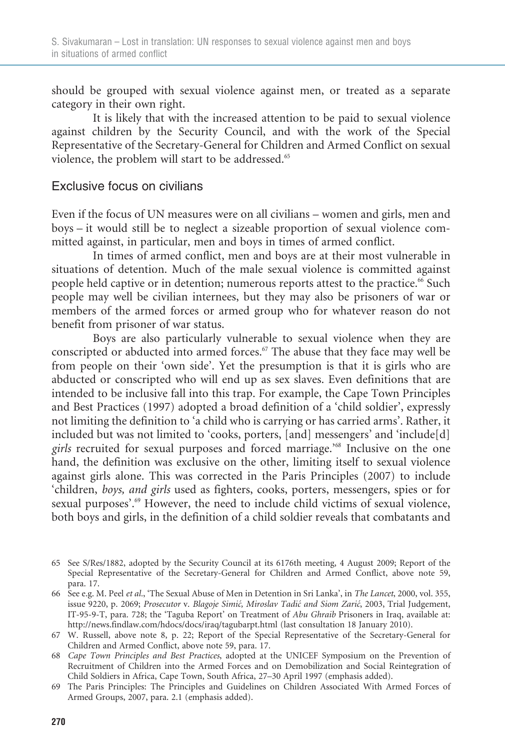should be grouped with sexual violence against men, or treated as a separate category in their own right.

It is likely that with the increased attention to be paid to sexual violence against children by the Security Council, and with the work of the Special Representative of the Secretary-General for Children and Armed Conflict on sexual violence, the problem will start to be addressed.[65]

## Exclusive focus on civilians

Even if the focus of UN measures were on all civilians – women and girls, men and boys – it would still be to neglect a sizeable proportion of sexual violence committed against, in particular, men and boys in times of armed conflict.

In times of armed conflict, men and boys are at their most vulnerable in situations of detention. Much of the male sexual violence is committed against people held captive or in detention; numerous reports attest to the practice.[66] Such people may well be civilian internees, but they may also be prisoners of war or members of the armed forces or armed group who for whatever reason do not benefit from prisoner of war status.

Boys are also particularly vulnerable to sexual violence when they are conscripted or abducted into armed forces.[67] The abuse that they face may well be from people on their 'own side'. Yet the presumption is that it is girls who are abducted or conscripted who will end up as sex slaves. Even definitions that are intended to be inclusive fall into this trap. For example, the Cape Town Principles and Best Practices (1997) adopted a broad definition of a 'child soldier', expressly not limiting the definition to 'a child who is carrying or has carried arms'. Rather, it included but was not limited to 'cooks, porters, [and] messengers' and 'include[d] *girls* recruited for sexual purposes and forced marriage.'[68] Inclusive on the one hand, the definition was exclusive on the other, limiting itself to sexual violence against girls alone. This was corrected in the Paris Principles (2007) to include 'children, *boys, and girls* used as fighters, cooks, porters, messengers, spies or for sexual purposes'.[69] However, the need to include child victims of sexual violence, both boys and girls, in the definition of a child soldier reveals that combatants and

65 See S/Res/1882, adopted by the Security Council at its 6176th meeting, 4 August 2009; Report of the Special Representative of the Secretary-General for Children and Armed Conflict, above note 59, para. 17.

66 See e.g. M. Peel *et al.*, 'The Sexual Abuse of Men in Detention in Sri Lanka', in *The Lancet*, 2000, vol. 355, issue 9220, p. 2069; *Prosecutor* v. *Blagoje Simić, Miroslav Tadić and Siom Zarić*, 2003, Trial Judgement, IT-95-9-T, para. 728; the 'Taguba Report' on Treatment of *Abu Ghraib* Prisoners in Iraq, available at: http://news.findlaw.com/hdocs/docs/iraq/tagubarpt.html (last consultation 18 January 2010).

67 W. Russell, above note 8, p. 22; Report of the Special Representative of the Secretary-General for Children and Armed Conflict, above note 59, para. 17.

68 *Cape Town Principles and Best Practices*, adopted at the UNICEF Symposium on the Prevention of Recruitment of Children into the Armed Forces and on Demobilization and Social Reintegration of Child Soldiers in Africa, Cape Town, South Africa, 27–30 April 1997 (emphasis added).

69 The Paris Principles: The Principles and Guidelines on Children Associated With Armed Forces of Armed Groups, 2007, para. 2.1 (emphasis added).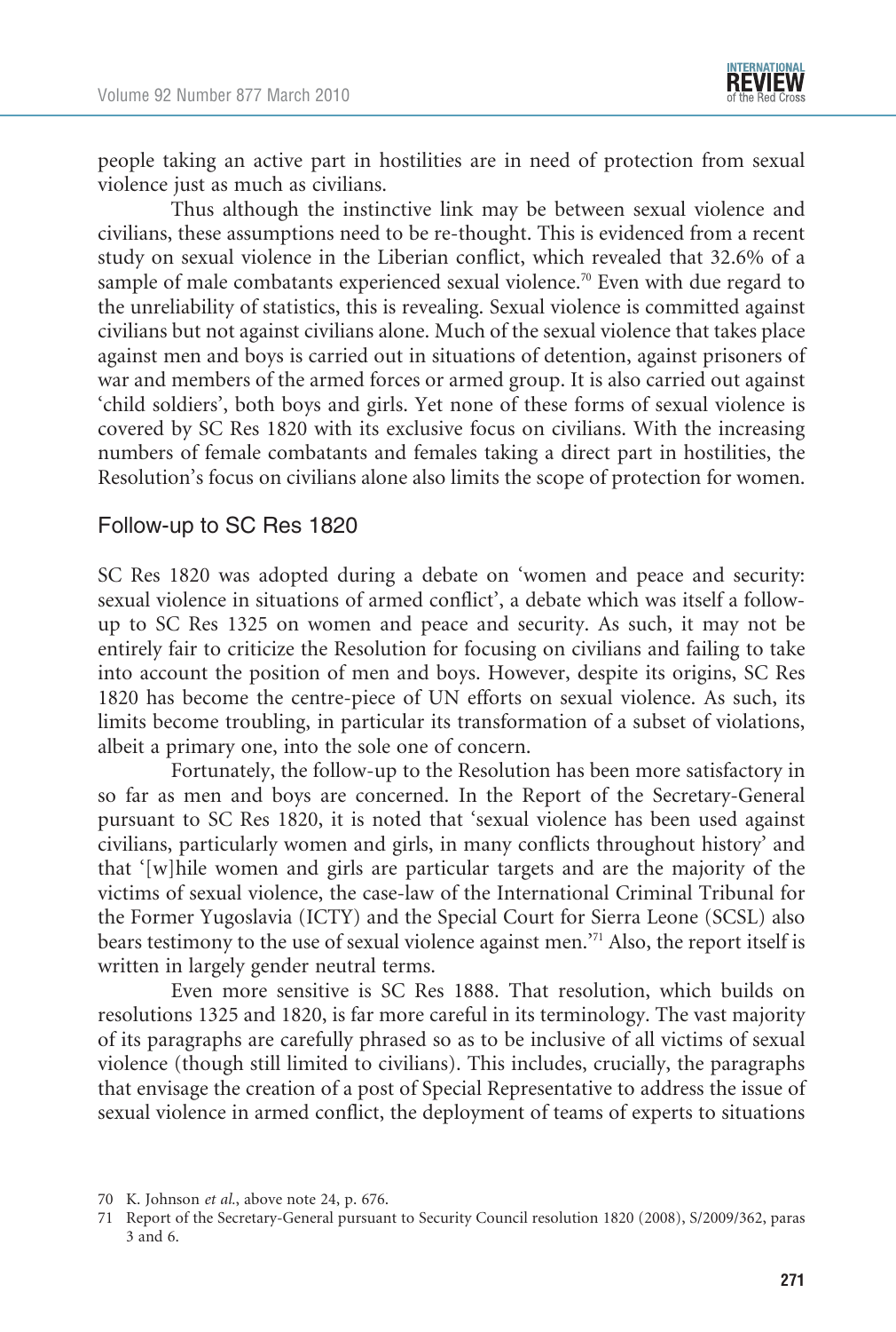people taking an active part in hostilities are in need of protection from sexual violence just as much as civilians.

Thus although the instinctive link may be between sexual violence and civilians, these assumptions need to be re-thought. This is evidenced from a recent study on sexual violence in the Liberian conflict, which revealed that 32.6% of a sample of male combatants experienced sexual violence.[70] Even with due regard to the unreliability of statistics, this is revealing. Sexual violence is committed against civilians but not against civilians alone. Much of the sexual violence that takes place against men and boys is carried out in situations of detention, against prisoners of war and members of the armed forces or armed group. It is also carried out against 'child soldiers', both boys and girls. Yet none of these forms of sexual violence is covered by SC Res 1820 with its exclusive focus on civilians. With the increasing numbers of female combatants and females taking a direct part in hostilities, the Resolution's focus on civilians alone also limits the scope of protection for women.

## Follow-up to SC Res 1820

SC Res 1820 was adopted during a debate on 'women and peace and security: sexual violence in situations of armed conflict', a debate which was itself a follow-up to SC Res 1325 on women and peace and security. As such, it may not be entirely fair to criticize the Resolution for focusing on civilians and failing to take into account the position of men and boys. However, despite its origins, SC Res 1820 has become the centre-piece of UN efforts on sexual violence. As such, its limits become troubling, in particular its transformation of a subset of violations, albeit a primary one, into the sole one of concern.

Fortunately, the follow-up to the Resolution has been more satisfactory in so far as men and boys are concerned. In the Report of the Secretary-General pursuant to SC Res 1820, it is noted that 'sexual violence has been used against civilians, particularly women and girls, in many conflicts throughout history' and that '[w]hile women and girls are particular targets and are the majority of the victims of sexual violence, the case-law of the International Criminal Tribunal for the Former Yugoslavia (ICTY) and the Special Court for Sierra Leone (SCSL) also bears testimony to the use of sexual violence against men.'[71] Also, the report itself is written in largely gender neutral terms.

Even more sensitive is SC Res 1888. That resolution, which builds on resolutions 1325 and 1820, is far more careful in its terminology. The vast majority of its paragraphs are carefully phrased so as to be inclusive of all victims of sexual violence (though still limited to civilians). This includes, crucially, the paragraphs that envisage the creation of a post of Special Representative to address the issue of sexual violence in armed conflict, the deployment of teams of experts to situations

70 K. Johnson *et al.*, above note 24, p. 676.

71 Report of the Secretary-General pursuant to Security Council resolution 1820 (2008), S/2009/362, paras 3 and 6.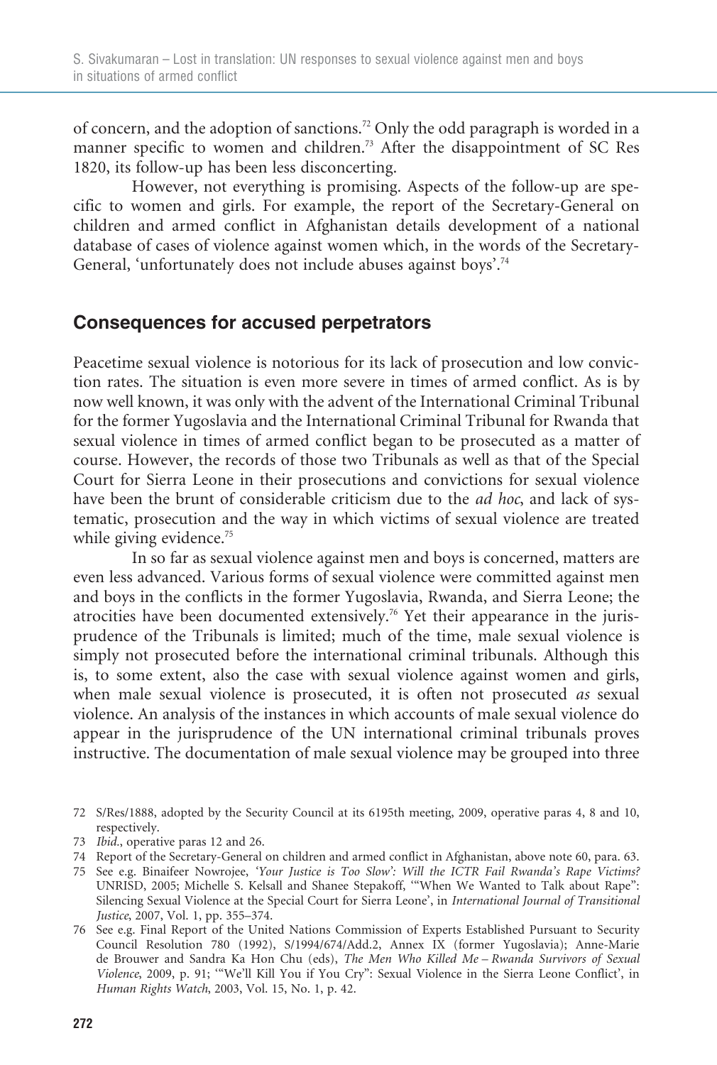of concern, and the adoption of sanctions.[72] Only the odd paragraph is worded in a manner specific to women and children.[73] After the disappointment of SC Res 1820, its follow-up has been less disconcerting.

However, not everything is promising. Aspects of the follow-up are specific to women and girls. For example, the report of the Secretary-General on children and armed conflict in Afghanistan details development of a national database of cases of violence against women which, in the words of the Secretary-General, 'unfortunately does not include abuses against boys'.[74]

## Consequences for accused perpetrators

Peacetime sexual violence is notorious for its lack of prosecution and low conviction rates. The situation is even more severe in times of armed conflict. As is by now well known, it was only with the advent of the International Criminal Tribunal for the former Yugoslavia and the International Criminal Tribunal for Rwanda that sexual violence in times of armed conflict began to be prosecuted as a matter of course. However, the records of those two Tribunals as well as that of the Special Court for Sierra Leone in their prosecutions and convictions for sexual violence have been the brunt of considerable criticism due to the *ad hoc*, and lack of systematic, prosecution and the way in which victims of sexual violence are treated while giving evidence.[75]

In so far as sexual violence against men and boys is concerned, matters are even less advanced. Various forms of sexual violence were committed against men and boys in the conflicts in the former Yugoslavia, Rwanda, and Sierra Leone; the atrocities have been documented extensively.[76] Yet their appearance in the jurisprudence of the Tribunals is limited; much of the time, male sexual violence is simply not prosecuted before the international criminal tribunals. Although this is, to some extent, also the case with sexual violence against women and girls, when male sexual violence is prosecuted, it is often not prosecuted *as* sexual violence. An analysis of the instances in which accounts of male sexual violence do appear in the jurisprudence of the UN international criminal tribunals proves instructive. The documentation of male sexual violence may be grouped into three

72 S/Res/1888, adopted by the Security Council at its 6195th meeting, 2009, operative paras 4, 8 and 10, respectively.

73 *Ibid*., operative paras 12 and 26.

74 Report of the Secretary-General on children and armed conflict in Afghanistan, above note 60, para. 63.

75 See e.g. Binaifeer Nowrojee, *'Your Justice is Too Slow': Will the ICTR Fail Rwanda's Rape Victims?* UNRISD, 2005; Michelle S. Kelsall and Shanee Stepakoff, '"When We Wanted to Talk about Rape": Silencing Sexual Violence at the Special Court for Sierra Leone', in *International Journal of Transitional Justice*, 2007, Vol. 1, pp. 355–374.

76 See e.g. Final Report of the United Nations Commission of Experts Established Pursuant to Security Council Resolution 780 (1992), S/1994/674/Add.2, Annex IX (former Yugoslavia); Anne-Marie de Brouwer and Sandra Ka Hon Chu (eds), *The Men Who Killed Me – Rwanda Survivors of Sexual Violence*, 2009, p. 91; '"We'll Kill You if You Cry": Sexual Violence in the Sierra Leone Conflict', in *Human Rights Watch*, 2003, Vol. 15, No. 1, p. 42.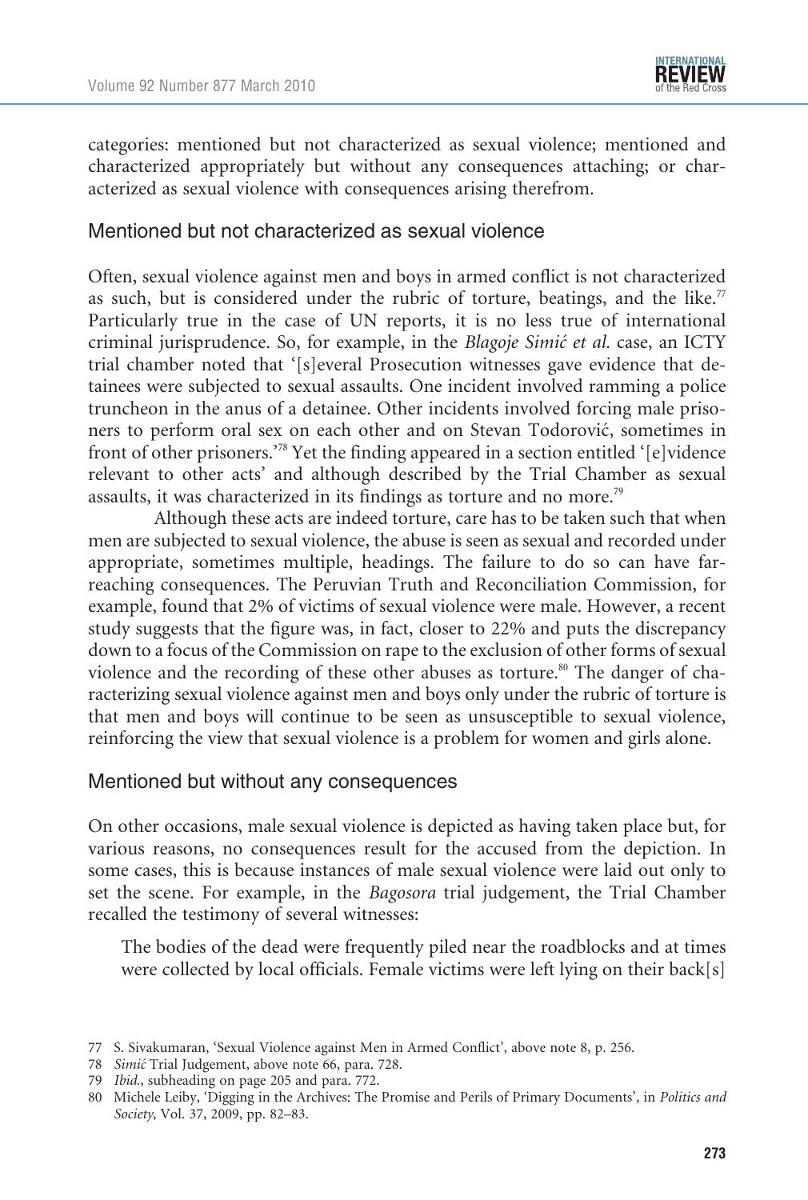categories: mentioned but not characterized as sexual violence; mentioned and characterized appropriately but without any consequences attaching; or characterized as sexual violence with consequences arising therefrom.

### Mentioned but not characterized as sexual violence

Often, sexual violence against men and boys in armed conflict is not characterized as such, but is considered under the rubric of torture, beatings, and the like.[77] Particularly true in the case of UN reports, it is no less true of international criminal jurisprudence. So, for example, in the *Blagoje Simić et al.* case, an ICTY trial chamber noted that '[s]everal Prosecution witnesses gave evidence that detainees were subjected to sexual assaults. One incident involved ramming a police truncheon in the anus of a detainee. Other incidents involved forcing male prisoners to perform oral sex on each other and on Stevan Todorović, sometimes in front of other prisoners.'[78] Yet the finding appeared in a section entitled '[e]vidence relevant to other acts' and although described by the Trial Chamber as sexual assaults, it was characterized in its findings as torture and no more.[79]

Although these acts are indeed torture, care has to be taken such that when men are subjected to sexual violence, the abuse is seen as sexual and recorded under appropriate, sometimes multiple, headings. The failure to do so can have far-reaching consequences. The Peruvian Truth and Reconciliation Commission, for example, found that 2% of victims of sexual violence were male. However, a recent study suggests that the figure was, in fact, closer to 22% and puts the discrepancy down to a focus of the Commission on rape to the exclusion of other forms of sexual violence and the recording of these other abuses as torture.[80] The danger of characterizing sexual violence against men and boys only under the rubric of torture is that men and boys will continue to be seen as unsusceptible to sexual violence, reinforcing the view that sexual violence is a problem for women and girls alone.

### Mentioned but without any consequences

On other occasions, male sexual violence is depicted as having taken place but, for various reasons, no consequences result for the accused from the depiction. In some cases, this is because instances of male sexual violence were laid out only to set the scene. For example, in the *Bagosora* trial judgement, the Trial Chamber recalled the testimony of several witnesses:

> The bodies of the dead were frequently piled near the roadblocks and at times were collected by local officials. Female victims were left lying on their back[s]

---

77 S. Sivakumaran, 'Sexual Violence against Men in Armed Conflict', above note 8, p. 256.

78 *Simić* Trial Judgement, above note 66, para. 728.

79 *Ibid.*, subheading on page 205 and para. 772.

80 Michele Leiby, 'Digging in the Archives: The Promise and Perils of Primary Documents', in *Politics and Society*, Vol. 37, 2009, pp. 82–83.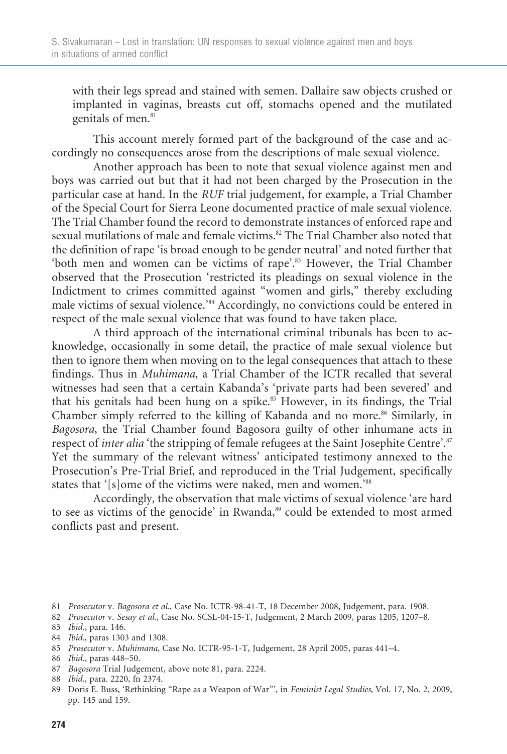with their legs spread and stained with semen. Dallaire saw objects crushed or implanted in vaginas, breasts cut off, stomachs opened and the mutilated genitals of men.[81]

This account merely formed part of the background of the case and accordingly no consequences arose from the descriptions of male sexual violence.

Another approach has been to note that sexual violence against men and boys was carried out but that it had not been charged by the Prosecution in the particular case at hand. In the *RUF* trial judgement, for example, a Trial Chamber of the Special Court for Sierra Leone documented practice of male sexual violence. The Trial Chamber found the record to demonstrate instances of enforced rape and sexual mutilations of male and female victims.[82] The Trial Chamber also noted that the definition of rape 'is broad enough to be gender neutral' and noted further that 'both men and women can be victims of rape'.[83] However, the Trial Chamber observed that the Prosecution 'restricted its pleadings on sexual violence in the Indictment to crimes committed against "women and girls," thereby excluding male victims of sexual violence.'[84] Accordingly, no convictions could be entered in respect of the male sexual violence that was found to have taken place.

A third approach of the international criminal tribunals has been to acknowledge, occasionally in some detail, the practice of male sexual violence but then to ignore them when moving on to the legal consequences that attach to these findings. Thus in *Muhimana*, a Trial Chamber of the ICTR recalled that several witnesses had seen that a certain Kabanda's 'private parts had been severed' and that his genitals had been hung on a spike.[85] However, in its findings, the Trial Chamber simply referred to the killing of Kabanda and no more.[86] Similarly, in *Bagosora*, the Trial Chamber found Bagosora guilty of other inhumane acts in respect of *inter alia* 'the stripping of female refugees at the Saint Josephite Centre'.[87] Yet the summary of the relevant witness' anticipated testimony annexed to the Prosecution's Pre-Trial Brief, and reproduced in the Trial Judgement, specifically states that '[s]ome of the victims were naked, men and women.'[88]

Accordingly, the observation that male victims of sexual violence 'are hard to see as victims of the genocide' in Rwanda,[89] could be extended to most armed conflicts past and present.

81 *Prosecutor* v. *Bagosora et al.*, Case No. ICTR-98-41-T, 18 December 2008, Judgement, para. 1908.

82 *Prosecutor* v. *Sesay et al.*, Case No. SCSL-04-15-T, Judgement, 2 March 2009, paras 1205, 1207–8.

83 *Ibid.*, para. 146.

84 *Ibid.*, paras 1303 and 1308.

85 *Prosecutor* v. *Muhimana*, Case No. ICTR-95-1-T, Judgement, 28 April 2005, paras 441–4.

86 *Ibid.*, paras 448–50.

87 *Bagosora* Trial Judgement, above note 81, para. 2224.

88 *Ibid.*, para. 2220, fn 2374.

89 Doris E. Buss, 'Rethinking "Rape as a Weapon of War"', in *Feminist Legal Studies*, Vol. 17, No. 2, 2009, pp. 145 and 159.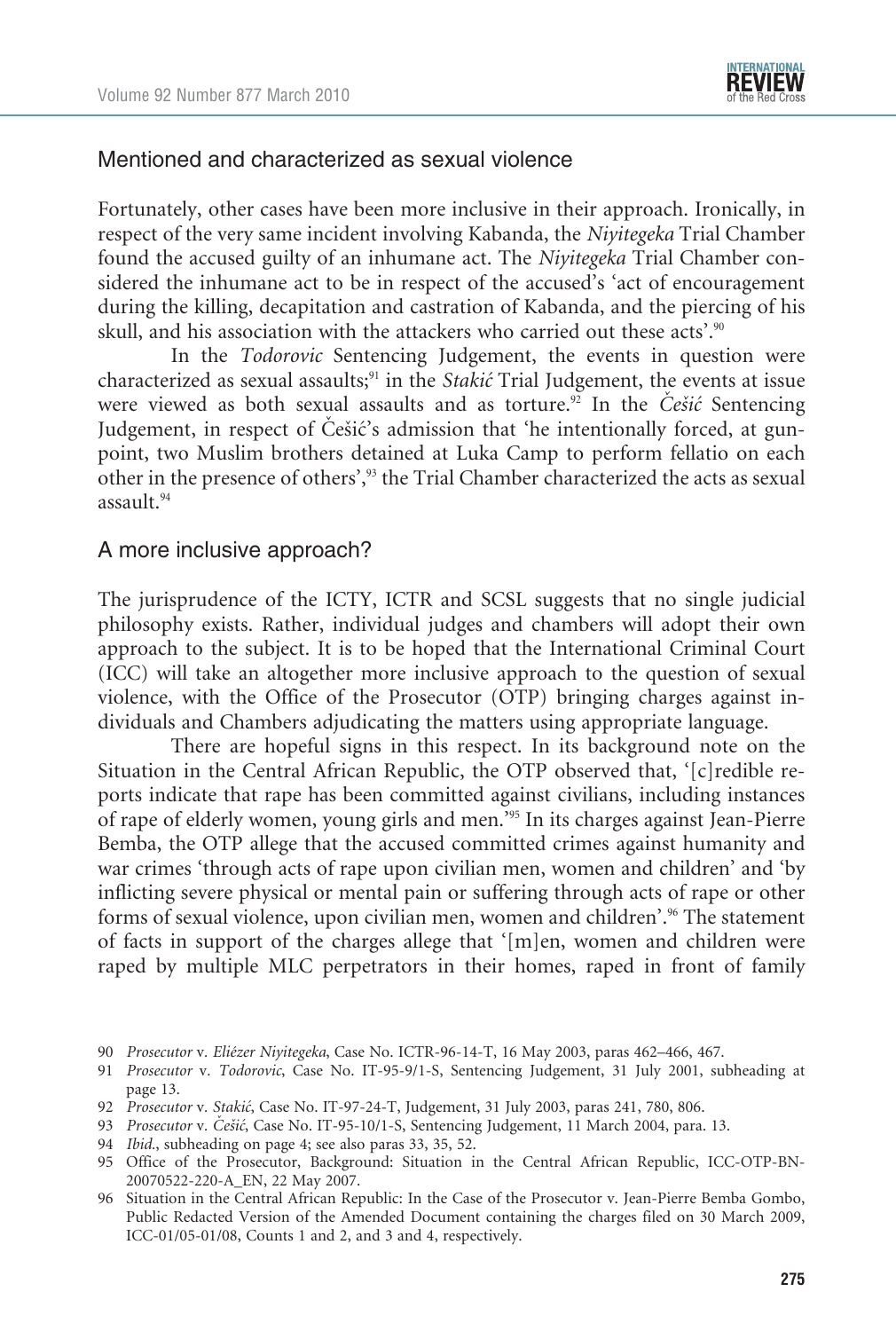## Mentioned and characterized as sexual violence

Fortunately, other cases have been more inclusive in their approach. Ironically, in respect of the very same incident involving Kabanda, the *Niyitegeka* Trial Chamber found the accused guilty of an inhumane act. The *Niyitegeka* Trial Chamber considered the inhumane act to be in respect of the accused's 'act of encouragement during the killing, decapitation and castration of Kabanda, and the piercing of his skull, and his association with the attackers who carried out these acts'.[90]

In the *Todorovic* Sentencing Judgement, the events in question were characterized as sexual assaults;[91] in the *Stakić* Trial Judgement, the events at issue were viewed as both sexual assaults and as torture.[92] In the *Češić* Sentencing Judgement, in respect of Češić's admission that 'he intentionally forced, at gunpoint, two Muslim brothers detained at Luka Camp to perform fellatio on each other in the presence of others',[93] the Trial Chamber characterized the acts as sexual assault.[94]

## A more inclusive approach?

The jurisprudence of the ICTY, ICTR and SCSL suggests that no single judicial philosophy exists. Rather, individual judges and chambers will adopt their own approach to the subject. It is to be hoped that the International Criminal Court (ICC) will take an altogether more inclusive approach to the question of sexual violence, with the Office of the Prosecutor (OTP) bringing charges against individuals and Chambers adjudicating the matters using appropriate language.

There are hopeful signs in this respect. In its background note on the Situation in the Central African Republic, the OTP observed that, '[c]redible reports indicate that rape has been committed against civilians, including instances of rape of elderly women, young girls and men.'[95] In its charges against Jean-Pierre Bemba, the OTP allege that the accused committed crimes against humanity and war crimes 'through acts of rape upon civilian men, women and children' and 'by inflicting severe physical or mental pain or suffering through acts of rape or other forms of sexual violence, upon civilian men, women and children'.[96] The statement of facts in support of the charges allege that '[m]en, women and children were raped by multiple MLC perpetrators in their homes, raped in front of family

90 *Prosecutor* v. *Eliézer Niyitegeka*, Case No. ICTR-96-14-T, 16 May 2003, paras 462–466, 467.

91 *Prosecutor* v. *Todorovic*, Case No. IT-95-9/1-S, Sentencing Judgement, 31 July 2001, subheading at page 13.

92 *Prosecutor* v. *Stakić*, Case No. IT-97-24-T, Judgement, 31 July 2003, paras 241, 780, 806.

93 *Prosecutor* v. *Češić*, Case No. IT-95-10/1-S, Sentencing Judgement, 11 March 2004, para. 13.

94 *Ibid*., subheading on page 4; see also paras 33, 35, 52.

95 Office of the Prosecutor, Background: Situation in the Central African Republic, ICC-OTP-BN-20070522-220-A_EN, 22 May 2007.

96 Situation in the Central African Republic: In the Case of the Prosecutor v. Jean-Pierre Bemba Gombo, Public Redacted Version of the Amended Document containing the charges filed on 30 March 2009, ICC-01/05-01/08, Counts 1 and 2, and 3 and 4, respectively.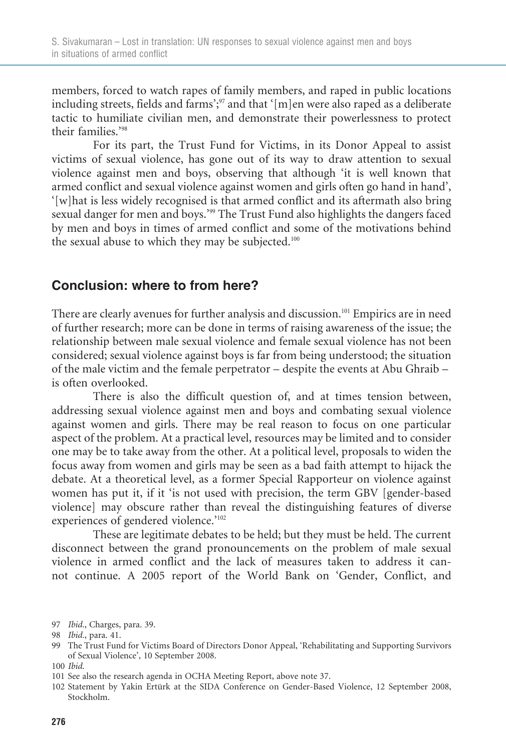members, forced to watch rapes of family members, and raped in public locations including streets, fields and farms';[97] and that '[m]en were also raped as a deliberate tactic to humiliate civilian men, and demonstrate their powerlessness to protect their families.'[98]

For its part, the Trust Fund for Victims, in its Donor Appeal to assist victims of sexual violence, has gone out of its way to draw attention to sexual violence against men and boys, observing that although 'it is well known that armed conflict and sexual violence against women and girls often go hand in hand', '[w]hat is less widely recognised is that armed conflict and its aftermath also bring sexual danger for men and boys.'[99] The Trust Fund also highlights the dangers faced by men and boys in times of armed conflict and some of the motivations behind the sexual abuse to which they may be subjected.[100]

## Conclusion: where to from here?

There are clearly avenues for further analysis and discussion.[101] Empirics are in need of further research; more can be done in terms of raising awareness of the issue; the relationship between male sexual violence and female sexual violence has not been considered; sexual violence against boys is far from being understood; the situation of the male victim and the female perpetrator – despite the events at Abu Ghraib – is often overlooked.

There is also the difficult question of, and at times tension between, addressing sexual violence against men and boys and combating sexual violence against women and girls. There may be real reason to focus on one particular aspect of the problem. At a practical level, resources may be limited and to consider one may be to take away from the other. At a political level, proposals to widen the focus away from women and girls may be seen as a bad faith attempt to hijack the debate. At a theoretical level, as a former Special Rapporteur on violence against women has put it, if it 'is not used with precision, the term GBV [gender-based violence] may obscure rather than reveal the distinguishing features of diverse experiences of gendered violence.'[102]

These are legitimate debates to be held; but they must be held. The current disconnect between the grand pronouncements on the problem of male sexual violence in armed conflict and the lack of measures taken to address it cannot continue. A 2005 report of the World Bank on 'Gender, Conflict, and

97 *Ibid.*, Charges, para. 39.

98 *Ibid.*, para. 41.

99 The Trust Fund for Victims Board of Directors Donor Appeal, 'Rehabilitating and Supporting Survivors of Sexual Violence', 10 September 2008.

100 *Ibid.*

101 See also the research agenda in OCHA Meeting Report, above note 37.

102 Statement by Yakin Ertürk at the SIDA Conference on Gender-Based Violence, 12 September 2008, Stockholm.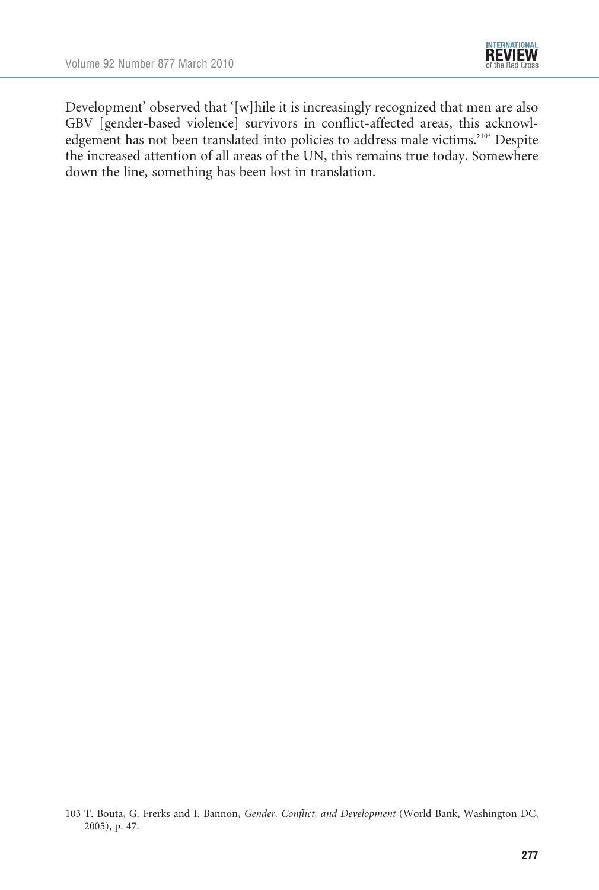Development' observed that '[w]hile it is increasingly recognized that men are also GBV [gender-based violence] survivors in conflict-affected areas, this acknowledgement has not been translated into policies to address male victims.'[103] Despite the increased attention of all areas of the UN, this remains true today. Somewhere down the line, something has been lost in translation.

103 T. Bouta, G. Frerks and I. Bannon, *Gender, Conflict, and Development* (World Bank, Washington DC, 2005), p. 47.